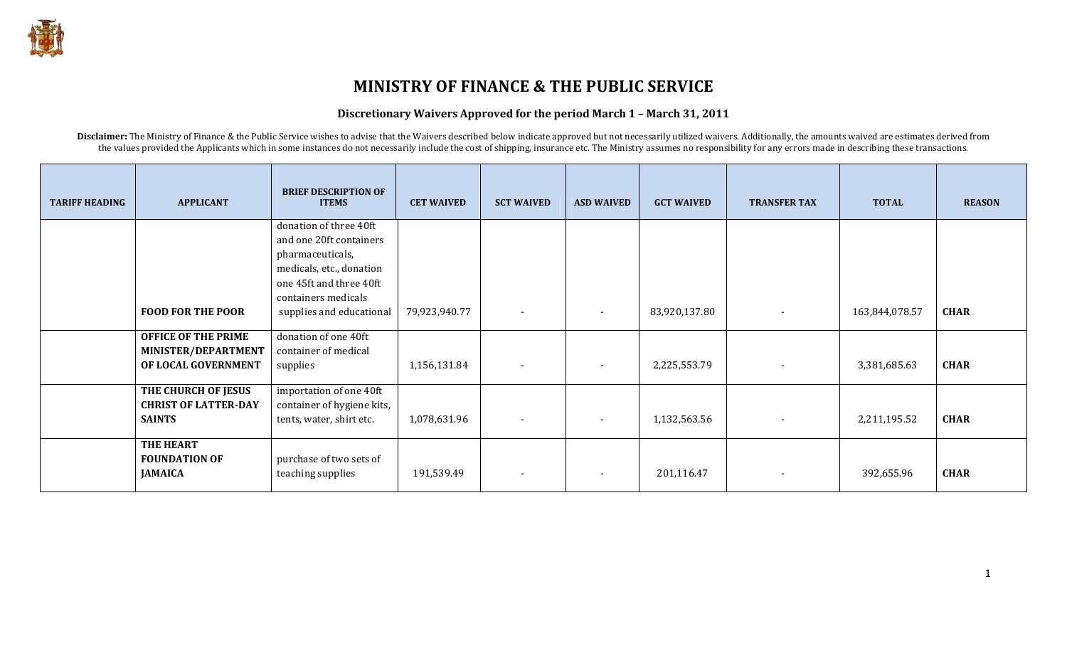# MINISTRY OF FINANCE & THE PUBLIC SERVICE

## Discretionary Waivers Approved for the period March 1 – March 31, 2011

**Disclaimer:** The Ministry of Finance & the Public Service wishes to advise that the Waivers described below indicate approved but not necessarily utilized waivers. Additionally, the amounts waived are estimates derived from the values provided the Applicants which in some instances do not necessarily include the cost of shipping, insurance etc. The Ministry assumes no responsibility for any errors made in describing these transactions.

| TARIFF HEADING | APPLICANT | BRIEF DESCRIPTION OF ITEMS | CET WAIVED | SCT WAIVED | ASD WAIVED | GCT WAIVED | TRANSFER TAX | TOTAL | REASON |
|---|---|---|---|---|---|---|---|---|---|
| | **FOOD FOR THE POOR** | donation of three 40ft and one 20ft containers pharmaceuticals, medicals, etc., donation one 45ft and three 40ft containers medicals supplies and educational | 79,923,940.77 | - | - | 83,920,137.80 | - | 163,844,078.57 | **CHAR** |
| | **OFFICE OF THE PRIME MINISTER/DEPARTMENT OF LOCAL GOVERNMENT** | donation of one 40ft container of medical supplies | 1,156,131.84 | - | - | 2,225,553.79 | - | 3,381,685.63 | **CHAR** |
| | **THE CHURCH OF JESUS CHRIST OF LATTER-DAY SAINTS** | importation of one 40ft container of hygiene kits, tents, water, shirt etc. | 1,078,631.96 | - | - | 1,132,563.56 | - | 2,211,195.52 | **CHAR** |
| | **THE HEART FOUNDATION OF JAMAICA** | purchase of two sets of teaching supplies | 191,539.49 | - | - | 201,116.47 | - | 392,655.96 | **CHAR** |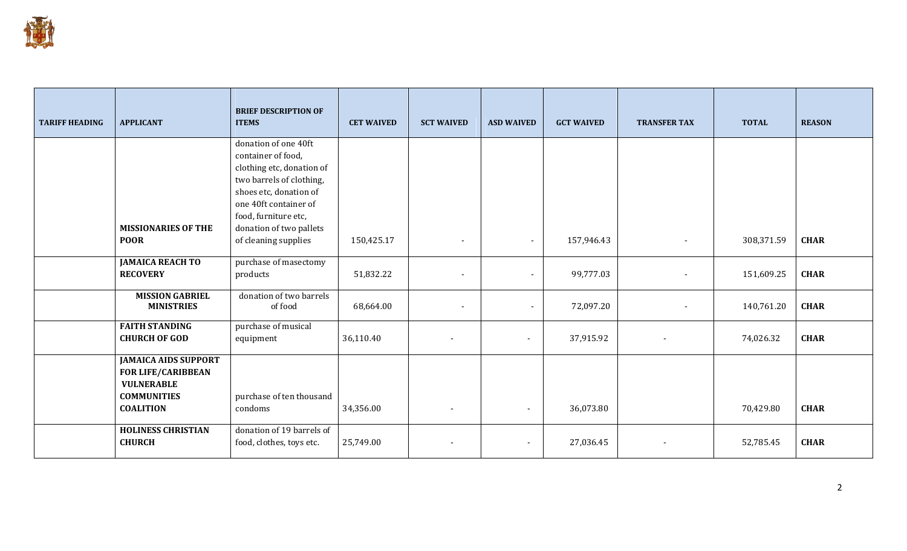| TARIFF HEADING | APPLICANT | BRIEF DESCRIPTION OF ITEMS | CET WAIVED | SCT WAIVED | ASD WAIVED | GCT WAIVED | TRANSFER TAX | TOTAL | REASON |
|---|---|---|---|---|---|---|---|---|---|
| | **MISSIONARIES OF THE POOR** | donation of one 40ft container of food, clothing etc, donation of two barrels of clothing, shoes etc, donation of one 40ft container of food, furniture etc, donation of two pallets of cleaning supplies | 150,425.17 | - | - | 157,946.43 | - | 308,371.59 | **CHAR** |
| | **JAMAICA REACH TO RECOVERY** | purchase of masectomy products | 51,832.22 | - | - | 99,777.03 | - | 151,609.25 | **CHAR** |
| | **MISSION GABRIEL MINISTRIES** | donation of two barrels of food | 68,664.00 | - | - | 72,097.20 | - | 140,761.20 | **CHAR** |
| | **FAITH STANDING CHURCH OF GOD** | purchase of musical equipment | 36,110.40 | - | - | 37,915.92 | - | 74,026.32 | **CHAR** |
| | **JAMAICA AIDS SUPPORT FOR LIFE/CARIBBEAN VULNERABLE COMMUNITIES COALITION** | purchase of ten thousand condoms | 34,356.00 | - | - | 36,073.80 | | 70,429.80 | **CHAR** |
| | **HOLINESS CHRISTIAN CHURCH** | donation of 19 barrels of food, clothes, toys etc. | 25,749.00 | - | - | 27,036.45 | - | 52,785.45 | **CHAR** |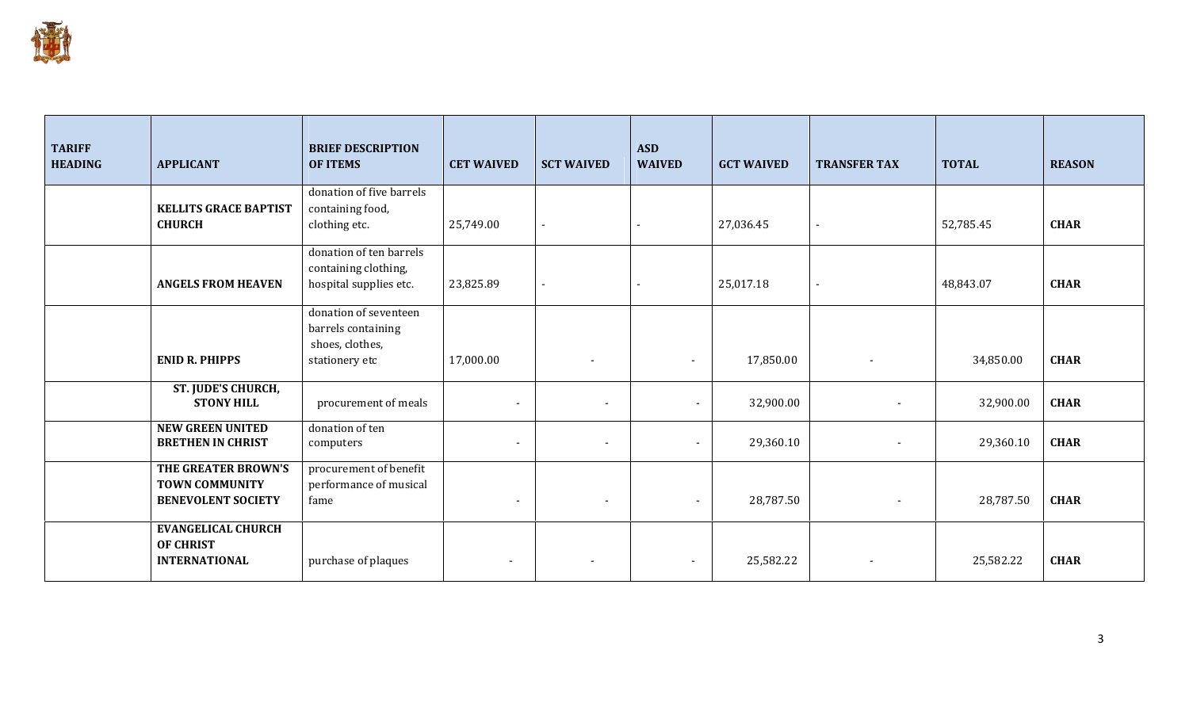| TARIFF HEADING | APPLICANT | BRIEF DESCRIPTION OF ITEMS | CET WAIVED | SCT WAIVED | ASD WAIVED | GCT WAIVED | TRANSFER TAX | TOTAL | REASON |
|---|---|---|---|---|---|---|---|---|---|
| | **KELLITS GRACE BAPTIST CHURCH** | donation of five barrels containing food, clothing etc. | 25,749.00 | - | - | 27,036.45 | - | 52,785.45 | **CHAR** |
| | **ANGELS FROM HEAVEN** | donation of ten barrels containing clothing, hospital supplies etc. | 23,825.89 | - | - | 25,017.18 | - | 48,843.07 | **CHAR** |
| | **ENID R. PHIPPS** | donation of seventeen barrels containing shoes, clothes, stationery etc | 17,000.00 | - | - | 17,850.00 | - | 34,850.00 | **CHAR** |
| | **ST. JUDE'S CHURCH, STONY HILL** | procurement of meals | - | - | - | 32,900.00 | - | 32,900.00 | **CHAR** |
| | **NEW GREEN UNITED BRETHEN IN CHRIST** | donation of ten computers | - | - | - | 29,360.10 | - | 29,360.10 | **CHAR** |
| | **THE GREATER BROWN'S TOWN COMMUNITY BENEVOLENT SOCIETY** | procurement of benefit performance of musical fame | - | - | - | 28,787.50 | - | 28,787.50 | **CHAR** |
| | **EVANGELICAL CHURCH OF CHRIST INTERNATIONAL** | purchase of plaques | - | - | - | 25,582.22 | - | 25,582.22 | **CHAR** |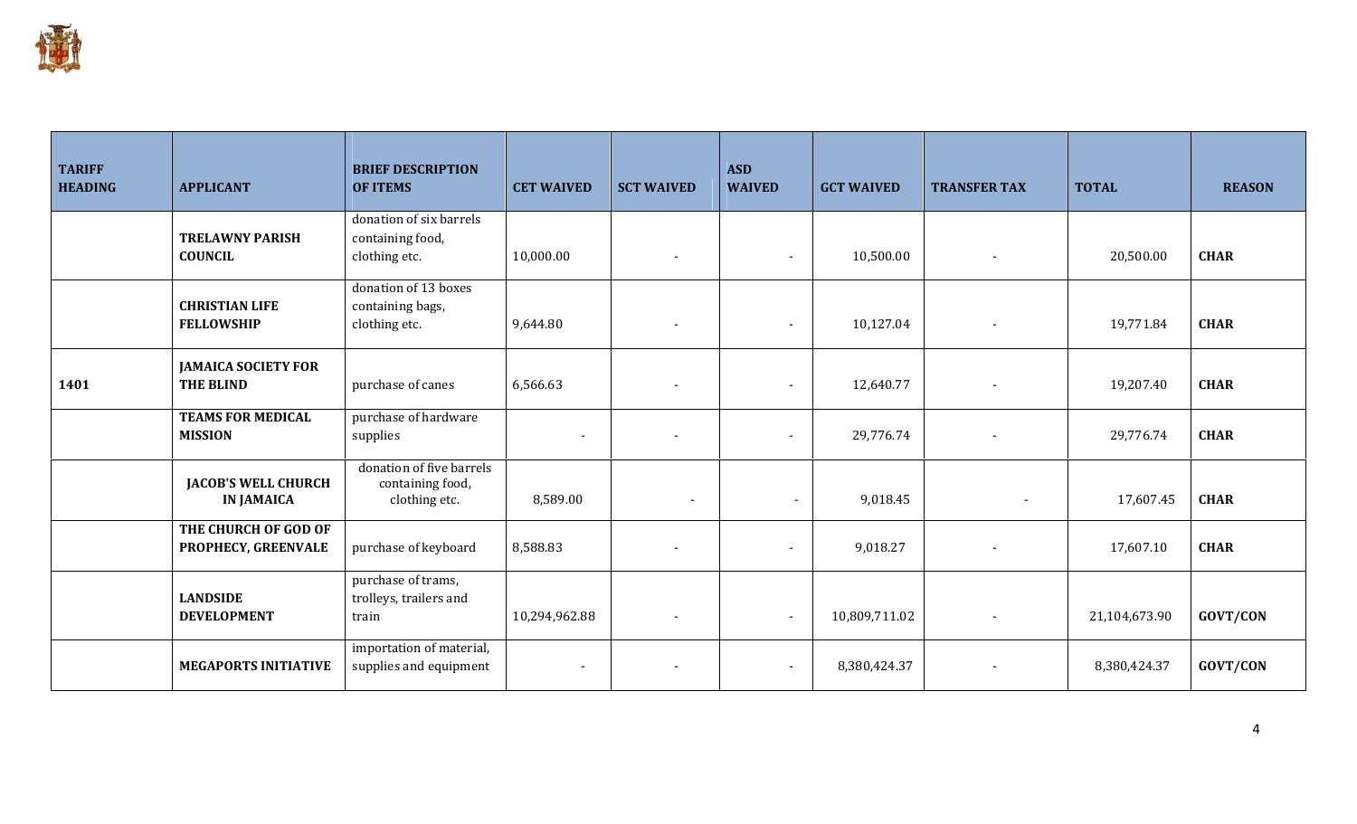| TARIFF HEADING | APPLICANT | BRIEF DESCRIPTION OF ITEMS | CET WAIVED | SCT WAIVED | ASD WAIVED | GCT WAIVED | TRANSFER TAX | TOTAL | REASON |
|---|---|---|---|---|---|---|---|---|---|
| | **TRELAWNY PARISH COUNCIL** | donation of six barrels containing food, clothing etc. | 10,000.00 | - | - | 10,500.00 | - | 20,500.00 | **CHAR** |
| | **CHRISTIAN LIFE FELLOWSHIP** | donation of 13 boxes containing bags, clothing etc. | 9,644.80 | - | - | 10,127.04 | - | 19,771.84 | **CHAR** |
| **1401** | **JAMAICA SOCIETY FOR THE BLIND** | purchase of canes | 6,566.63 | - | - | 12,640.77 | - | 19,207.40 | **CHAR** |
| | **TEAMS FOR MEDICAL MISSION** | purchase of hardware supplies | - | - | - | 29,776.74 | - | 29,776.74 | **CHAR** |
| | **JACOB'S WELL CHURCH IN JAMAICA** | donation of five barrels containing food, clothing etc. | 8,589.00 | - | - | 9,018.45 | - | 17,607.45 | **CHAR** |
| | **THE CHURCH OF GOD OF PROPHECY, GREENVALE** | purchase of keyboard | 8,588.83 | - | - | 9,018.27 | - | 17,607.10 | **CHAR** |
| | **LANDSIDE DEVELOPMENT** | purchase of trams, trolleys, trailers and train | 10,294,962.88 | - | - | 10,809,711.02 | - | 21,104,673.90 | **GOVT/CON** |
| | **MEGAPORTS INITIATIVE** | importation of material, supplies and equipment | - | - | - | 8,380,424.37 | - | 8,380,424.37 | **GOVT/CON** |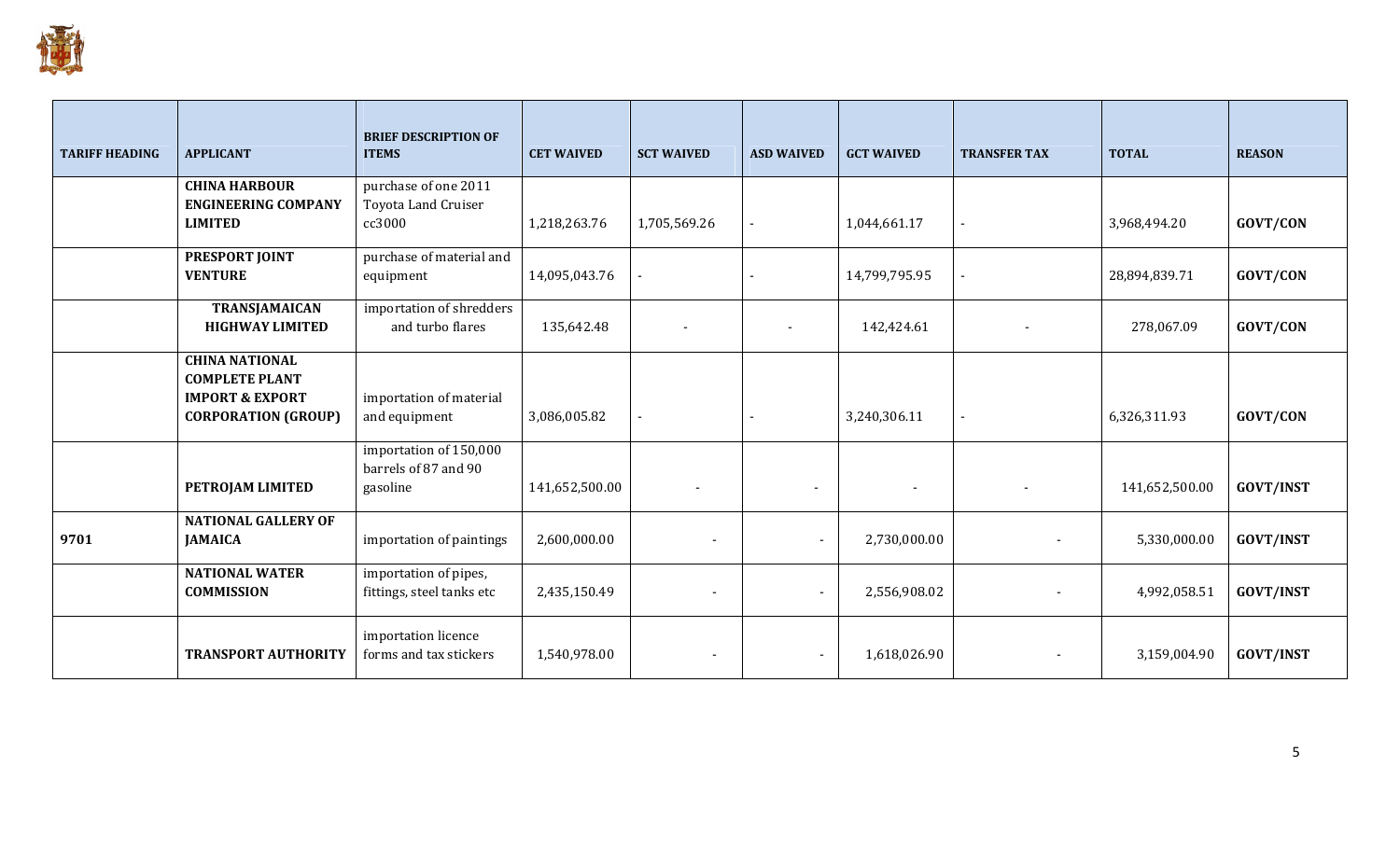| TARIFF HEADING | APPLICANT | BRIEF DESCRIPTION OF ITEMS | CET WAIVED | SCT WAIVED | ASD WAIVED | GCT WAIVED | TRANSFER TAX | TOTAL | REASON |
|---|---|---|---|---|---|---|---|---|---|
| | **CHINA HARBOUR ENGINEERING COMPANY LIMITED** | purchase of one 2011 Toyota Land Cruiser cc3000 | 1,218,263.76 | 1,705,569.26 | - | 1,044,661.17 | - | 3,968,494.20 | **GOVT/CON** |
| | **PRESPORT JOINT VENTURE** | purchase of material and equipment | 14,095,043.76 | - | - | 14,799,795.95 | - | 28,894,839.71 | **GOVT/CON** |
| | **TRANSJAMAICAN HIGHWAY LIMITED** | importation of shredders and turbo flares | 135,642.48 | - | - | 142,424.61 | - | 278,067.09 | **GOVT/CON** |
| | **CHINA NATIONAL COMPLETE PLANT IMPORT & EXPORT CORPORATION (GROUP)** | importation of material and equipment | 3,086,005.82 | - | - | 3,240,306.11 | - | 6,326,311.93 | **GOVT/CON** |
| | **PETROJAM LIMITED** | importation of 150,000 barrels of 87 and 90 gasoline | 141,652,500.00 | - | - | - | - | 141,652,500.00 | **GOVT/INST** |
| **9701** | **NATIONAL GALLERY OF JAMAICA** | importation of paintings | 2,600,000.00 | - | - | 2,730,000.00 | - | 5,330,000.00 | **GOVT/INST** |
| | **NATIONAL WATER COMMISSION** | importation of pipes, fittings, steel tanks etc | 2,435,150.49 | - | - | 2,556,908.02 | - | 4,992,058.51 | **GOVT/INST** |
| | **TRANSPORT AUTHORITY** | importation licence forms and tax stickers | 1,540,978.00 | - | - | 1,618,026.90 | - | 3,159,004.90 | **GOVT/INST** |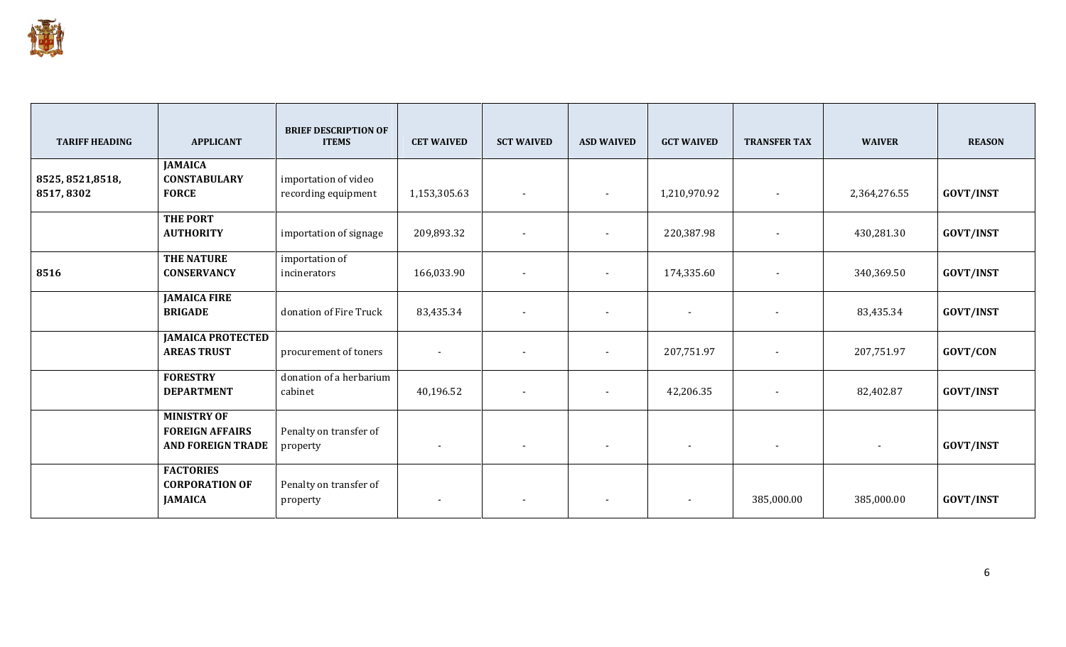| TARIFF HEADING | APPLICANT | BRIEF DESCRIPTION OF ITEMS | CET WAIVED | SCT WAIVED | ASD WAIVED | GCT WAIVED | TRANSFER TAX | WAIVER | REASON |
|---|---|---|---|---|---|---|---|---|---|
| 8525, 8521,8518, 8517, 8302 | **JAMAICA CONSTABULARY FORCE** | importation of video recording equipment | 1,153,305.63 | - | - | 1,210,970.92 | - | 2,364,276.55 | **GOVT/INST** |
| | **THE PORT AUTHORITY** | importation of signage | 209,893.32 | - | - | 220,387.98 | - | 430,281.30 | **GOVT/INST** |
| 8516 | **THE NATURE CONSERVANCY** | importation of incinerators | 166,033.90 | - | - | 174,335.60 | - | 340,369.50 | **GOVT/INST** |
| | **JAMAICA FIRE BRIGADE** | donation of Fire Truck | 83,435.34 | - | - | - | - | 83,435.34 | **GOVT/INST** |
| | **JAMAICA PROTECTED AREAS TRUST** | procurement of toners | - | - | - | 207,751.97 | - | 207,751.97 | **GOVT/CON** |
| | **FORESTRY DEPARTMENT** | donation of a herbarium cabinet | 40,196.52 | - | - | 42,206.35 | - | 82,402.87 | **GOVT/INST** |
| | **MINISTRY OF FOREIGN AFFAIRS AND FOREIGN TRADE** | Penalty on transfer of property | - | - | - | - | - | - | **GOVT/INST** |
| | **FACTORIES CORPORATION OF JAMAICA** | Penalty on transfer of property | - | - | - | - | 385,000.00 | 385,000.00 | **GOVT/INST** |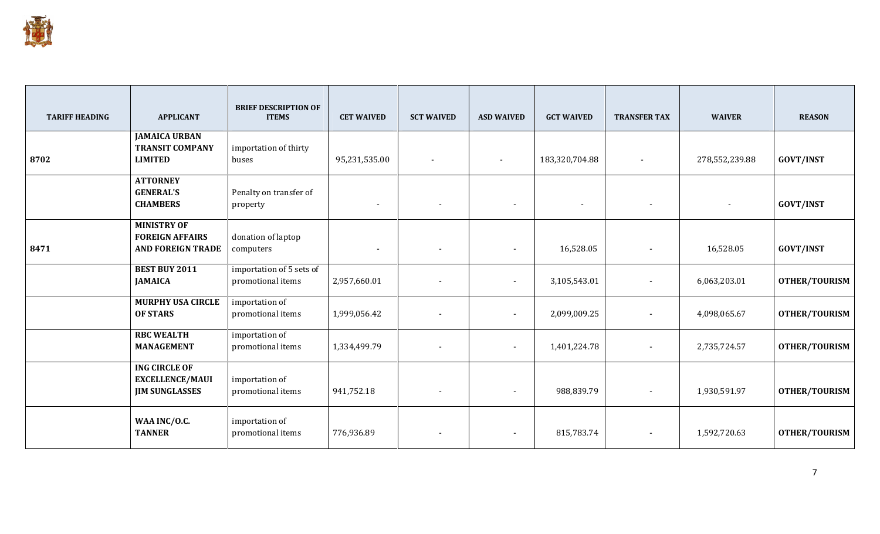| TARIFF HEADING | APPLICANT | BRIEF DESCRIPTION OF ITEMS | CET WAIVED | SCT WAIVED | ASD WAIVED | GCT WAIVED | TRANSFER TAX | WAIVER | REASON |
|---|---|---|---|---|---|---|---|---|---|
| 8702 | **JAMAICA URBAN TRANSIT COMPANY LIMITED** | importation of thirty buses | 95,231,535.00 | - | - | 183,320,704.88 | - | 278,552,239.88 | **GOVT/INST** |
| | **ATTORNEY GENERAL'S CHAMBERS** | Penalty on transfer of property | - | - | - | - | - | - | **GOVT/INST** |
| 8471 | **MINISTRY OF FOREIGN AFFAIRS AND FOREIGN TRADE** | donation of laptop computers | - | - | - | 16,528.05 | - | 16,528.05 | **GOVT/INST** |
| | **BEST BUY 2011 JAMAICA** | importation of 5 sets of promotional items | 2,957,660.01 | - | - | 3,105,543.01 | - | 6,063,203.01 | **OTHER/TOURISM** |
| | **MURPHY USA CIRCLE OF STARS** | importation of promotional items | 1,999,056.42 | - | - | 2,099,009.25 | - | 4,098,065.67 | **OTHER/TOURISM** |
| | **RBC WEALTH MANAGEMENT** | importation of promotional items | 1,334,499.79 | - | - | 1,401,224.78 | - | 2,735,724.57 | **OTHER/TOURISM** |
| | **ING CIRCLE OF EXCELLENCE/MAUI JIM SUNGLASSES** | importation of promotional items | 941,752.18 | - | - | 988,839.79 | - | 1,930,591.97 | **OTHER/TOURISM** |
| | **WAA INC/O.C. TANNER** | importation of promotional items | 776,936.89 | - | - | 815,783.74 | - | 1,592,720.63 | **OTHER/TOURISM** |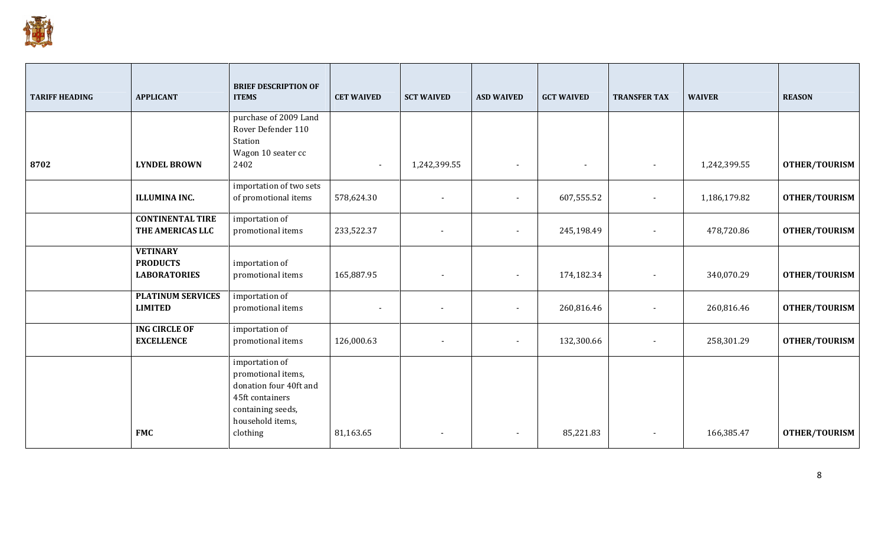| TARIFF HEADING | APPLICANT | BRIEF DESCRIPTION OF ITEMS | CET WAIVED | SCT WAIVED | ASD WAIVED | GCT WAIVED | TRANSFER TAX | WAIVER | REASON |
|---|---|---|---|---|---|---|---|---|---|
| 8702 | **LYNDEL BROWN** | purchase of 2009 Land Rover Defender 110 Station Wagon 10 seater cc 2402 | - | 1,242,399.55 | - | - | - | 1,242,399.55 | **OTHER/TOURISM** |
| | **ILLUMINA INC.** | importation of two sets of promotional items | 578,624.30 | - | - | 607,555.52 | - | 1,186,179.82 | **OTHER/TOURISM** |
| | **CONTINENTAL TIRE THE AMERICAS LLC** | importation of promotional items | 233,522.37 | - | - | 245,198.49 | - | 478,720.86 | **OTHER/TOURISM** |
| | **VETINARY PRODUCTS LABORATORIES** | importation of promotional items | 165,887.95 | - | - | 174,182.34 | - | 340,070.29 | **OTHER/TOURISM** |
| | **PLATINUM SERVICES LIMITED** | importation of promotional items | - | - | - | 260,816.46 | - | 260,816.46 | **OTHER/TOURISM** |
| | **ING CIRCLE OF EXCELLENCE** | importation of promotional items | 126,000.63 | - | - | 132,300.66 | - | 258,301.29 | **OTHER/TOURISM** |
| | **FMC** | importation of promotional items, donation four 40ft and 45ft containers containing seeds, household items, clothing | 81,163.65 | - | - | 85,221.83 | - | 166,385.47 | **OTHER/TOURISM** |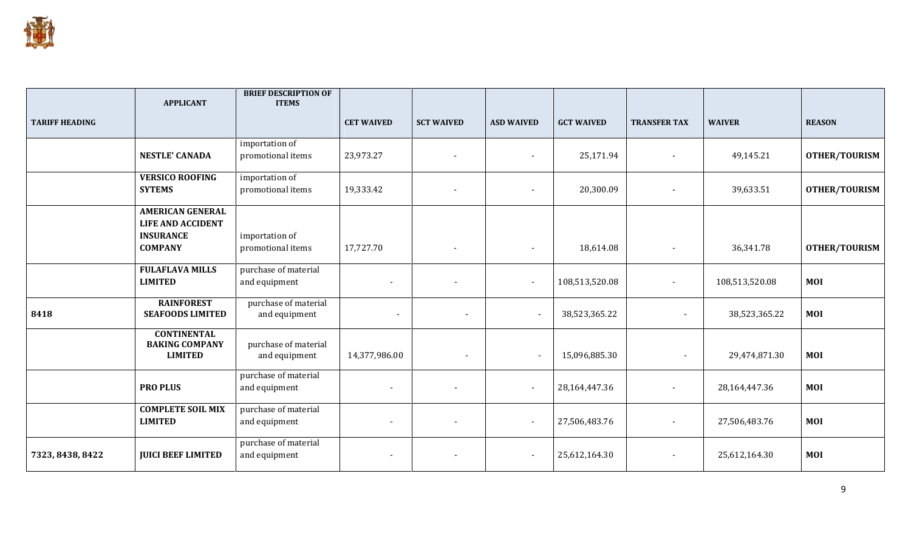| TARIFF HEADING | APPLICANT | BRIEF DESCRIPTION OF ITEMS | CET WAIVED | SCT WAIVED | ASD WAIVED | GCT WAIVED | TRANSFER TAX | WAIVER | REASON |
|---|---|---|---|---|---|---|---|---|---|
| | **NESTLE' CANADA** | importation of promotional items | 23,973.27 | - | - | 25,171.94 | - | 49,145.21 | **OTHER/TOURISM** |
| | **VERSICO ROOFING SYTEMS** | importation of promotional items | 19,333.42 | - | - | 20,300.09 | - | 39,633.51 | **OTHER/TOURISM** |
| | **AMERICAN GENERAL LIFE AND ACCIDENT INSURANCE COMPANY** | importation of promotional items | 17,727.70 | - | - | 18,614.08 | - | 36,341.78 | **OTHER/TOURISM** |
| | **FULAFLAVA MILLS LIMITED** | purchase of material and equipment | - | - | - | 108,513,520.08 | - | 108,513,520.08 | **MOI** |
| 8418 | **RAINFOREST SEAFOODS LIMITED** | purchase of material and equipment | - | - | - | 38,523,365.22 | - | 38,523,365.22 | **MOI** |
| | **CONTINENTAL BAKING COMPANY LIMITED** | purchase of material and equipment | 14,377,986.00 | - | - | 15,096,885.30 | - | 29,474,871.30 | **MOI** |
| | **PRO PLUS** | purchase of material and equipment | - | - | - | 28,164,447.36 | - | 28,164,447.36 | **MOI** |
| | **COMPLETE SOIL MIX LIMITED** | purchase of material and equipment | - | - | - | 27,506,483.76 | - | 27,506,483.76 | **MOI** |
| 7323, 8438, 8422 | **JUICI BEEF LIMITED** | purchase of material and equipment | - | - | - | 25,612,164.30 | - | 25,612,164.30 | **MOI** |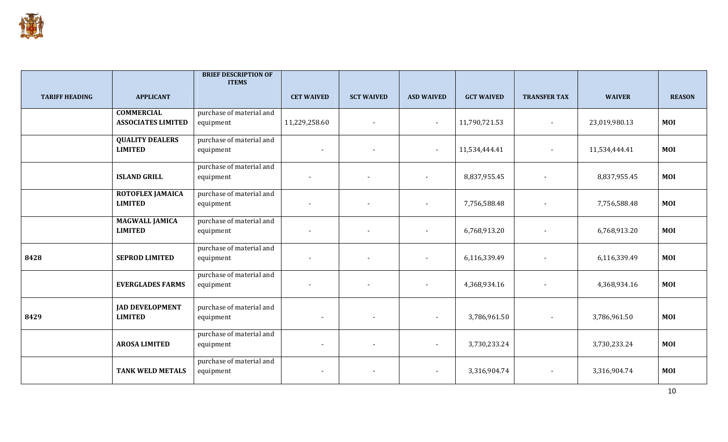| TARIFF HEADING | APPLICANT | BRIEF DESCRIPTION OF ITEMS | CET WAIVED | SCT WAIVED | ASD WAIVED | GCT WAIVED | TRANSFER TAX | WAIVER | REASON |
|---|---|---|---|---|---|---|---|---|---|
| | **COMMERCIAL ASSOCIATES LIMITED** | purchase of material and equipment | 11,229,258.60 | - | - | 11,790,721.53 | - | 23,019,980.13 | **MOI** |
| | **QUALITY DEALERS LIMITED** | purchase of material and equipment | - | - | - | 11,534,444.41 | - | 11,534,444.41 | **MOI** |
| | **ISLAND GRILL** | purchase of material and equipment | - | - | - | 8,837,955.45 | - | 8,837,955.45 | **MOI** |
| | **ROTOFLEX JAMAICA LIMITED** | purchase of material and equipment | - | - | - | 7,756,588.48 | - | 7,756,588.48 | **MOI** |
| | **MAGWALL JAMICA LIMITED** | purchase of material and equipment | - | - | - | 6,768,913.20 | - | 6,768,913.20 | **MOI** |
| **8428** | **SEPROD LIMITED** | purchase of material and equipment | - | - | - | 6,116,339.49 | - | 6,116,339.49 | **MOI** |
| | **EVERGLADES FARMS** | purchase of material and equipment | - | - | - | 4,368,934.16 | - | 4,368,934.16 | **MOI** |
| **8429** | **JAD DEVELOPMENT LIMITED** | purchase of material and equipment | - | - | - | 3,786,961.50 | - | 3,786,961.50 | **MOI** |
| | **AROSA LIMITED** | purchase of material and equipment | - | - | - | 3,730,233.24 | | 3,730,233.24 | **MOI** |
| | **TANK WELD METALS** | purchase of material and equipment | - | - | - | 3,316,904.74 | - | 3,316,904.74 | **MOI** |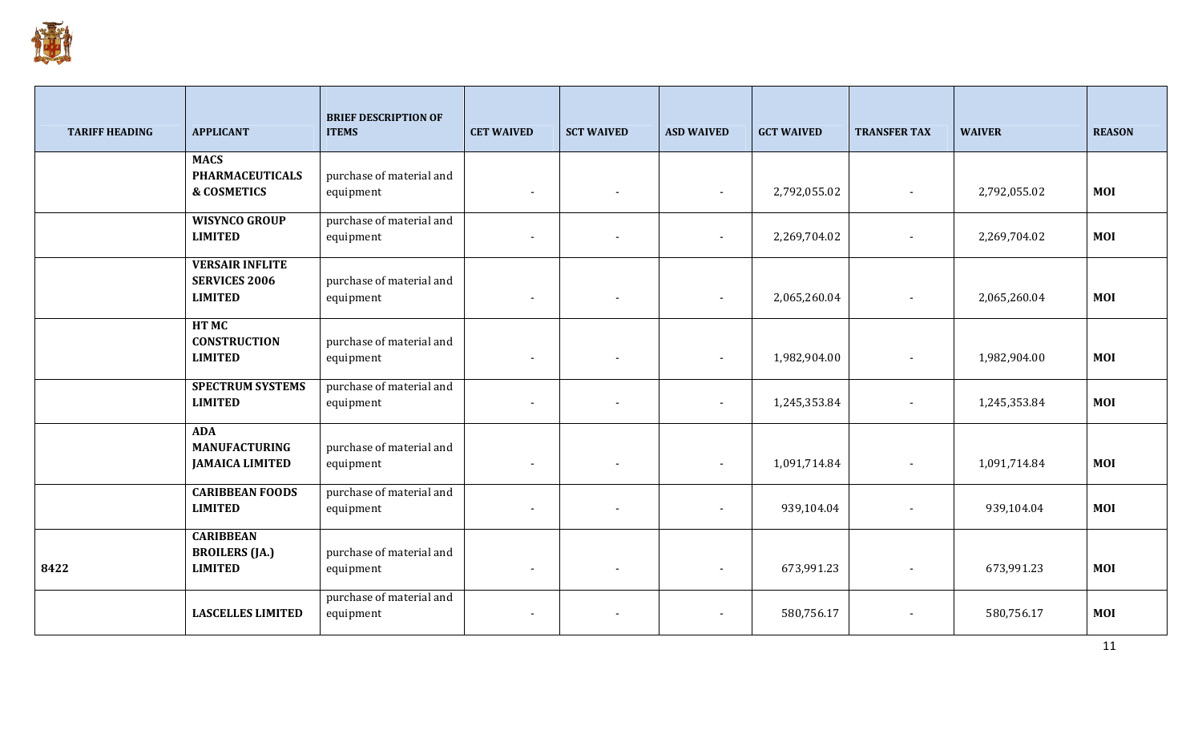| TARIFF HEADING | APPLICANT | BRIEF DESCRIPTION OF ITEMS | CET WAIVED | SCT WAIVED | ASD WAIVED | GCT WAIVED | TRANSFER TAX | WAIVER | REASON |
|---|---|---|---|---|---|---|---|---|---|
| | **MACS PHARMACEUTICALS & COSMETICS** | purchase of material and equipment | - | - | - | 2,792,055.02 | - | 2,792,055.02 | **MOI** |
| | **WISYNCO GROUP LIMITED** | purchase of material and equipment | - | - | - | 2,269,704.02 | - | 2,269,704.02 | **MOI** |
| | **VERSAIR INFLITE SERVICES 2006 LIMITED** | purchase of material and equipment | - | - | - | 2,065,260.04 | - | 2,065,260.04 | **MOI** |
| | **HT MC CONSTRUCTION LIMITED** | purchase of material and equipment | - | - | - | 1,982,904.00 | - | 1,982,904.00 | **MOI** |
| | **SPECTRUM SYSTEMS LIMITED** | purchase of material and equipment | - | - | - | 1,245,353.84 | - | 1,245,353.84 | **MOI** |
| | **ADA MANUFACTURING JAMAICA LIMITED** | purchase of material and equipment | - | - | - | 1,091,714.84 | - | 1,091,714.84 | **MOI** |
| | **CARIBBEAN FOODS LIMITED** | purchase of material and equipment | - | - | - | 939,104.04 | - | 939,104.04 | **MOI** |
| **8422** | **CARIBBEAN BROILERS (JA.) LIMITED** | purchase of material and equipment | - | - | - | 673,991.23 | - | 673,991.23 | **MOI** |
| | **LASCELLES LIMITED** | purchase of material and equipment | - | - | - | 580,756.17 | - | 580,756.17 | **MOI** |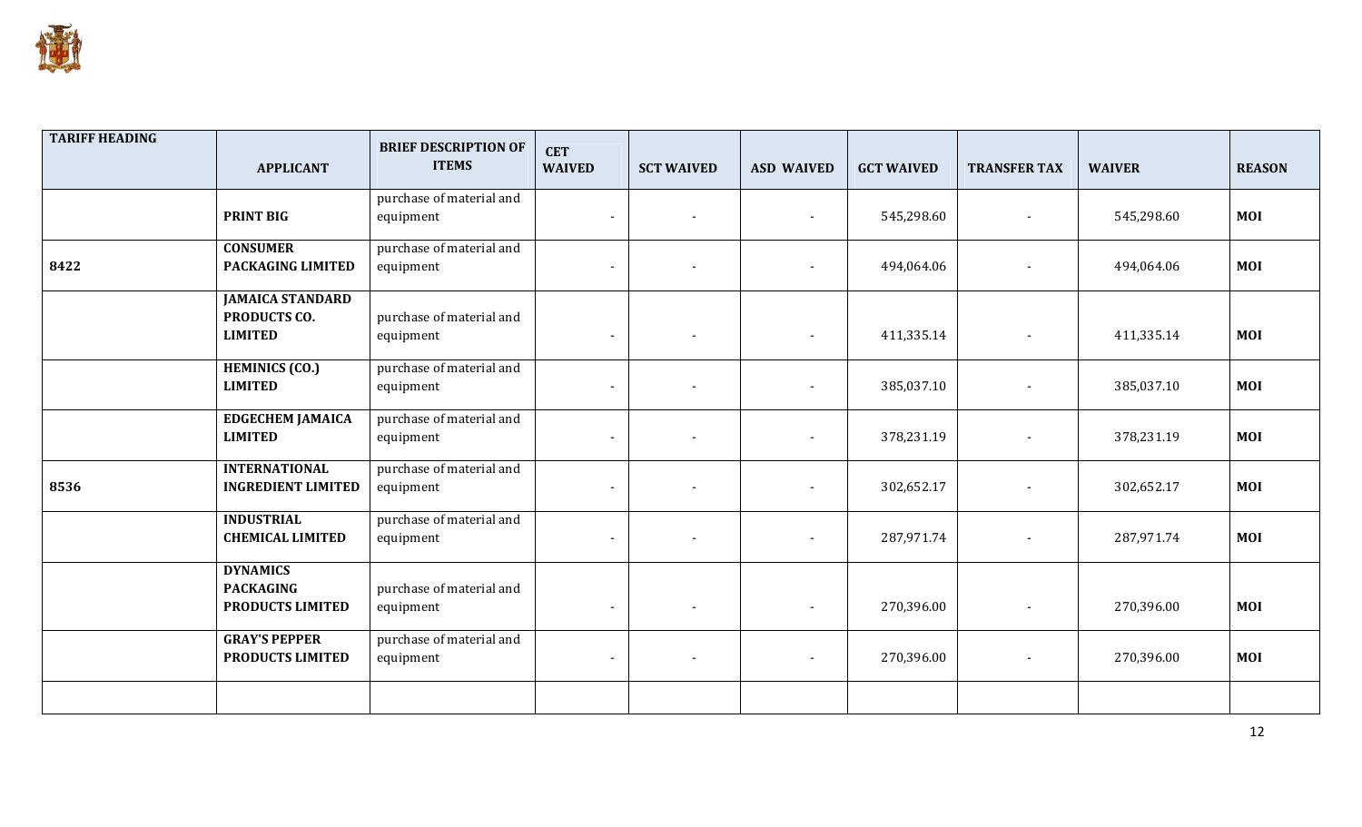| TARIFF HEADING | APPLICANT | BRIEF DESCRIPTION OF ITEMS | CET WAIVED | SCT WAIVED | ASD WAIVED | GCT WAIVED | TRANSFER TAX | WAIVER | REASON |
|---|---|---|---|---|---|---|---|---|---|
| | **PRINT BIG** | purchase of material and equipment | - | - | - | 545,298.60 | - | 545,298.60 | **MOI** |
| 8422 | **CONSUMER PACKAGING LIMITED** | purchase of material and equipment | - | - | - | 494,064.06 | - | 494,064.06 | **MOI** |
| | **JAMAICA STANDARD PRODUCTS CO. LIMITED** | purchase of material and equipment | - | - | - | 411,335.14 | - | 411,335.14 | **MOI** |
| | **HEMINICS (CO.) LIMITED** | purchase of material and equipment | - | - | - | 385,037.10 | - | 385,037.10 | **MOI** |
| | **EDGECHEM JAMAICA LIMITED** | purchase of material and equipment | - | - | - | 378,231.19 | - | 378,231.19 | **MOI** |
| 8536 | **INTERNATIONAL INGREDIENT LIMITED** | purchase of material and equipment | - | - | - | 302,652.17 | - | 302,652.17 | **MOI** |
| | **INDUSTRIAL CHEMICAL LIMITED** | purchase of material and equipment | - | - | - | 287,971.74 | - | 287,971.74 | **MOI** |
| | **DYNAMICS PACKAGING PRODUCTS LIMITED** | purchase of material and equipment | - | - | - | 270,396.00 | - | 270,396.00 | **MOI** |
| | **GRAY'S PEPPER PRODUCTS LIMITED** | purchase of material and equipment | - | - | - | 270,396.00 | - | 270,396.00 | **MOI** |
| | | | | | | | | | |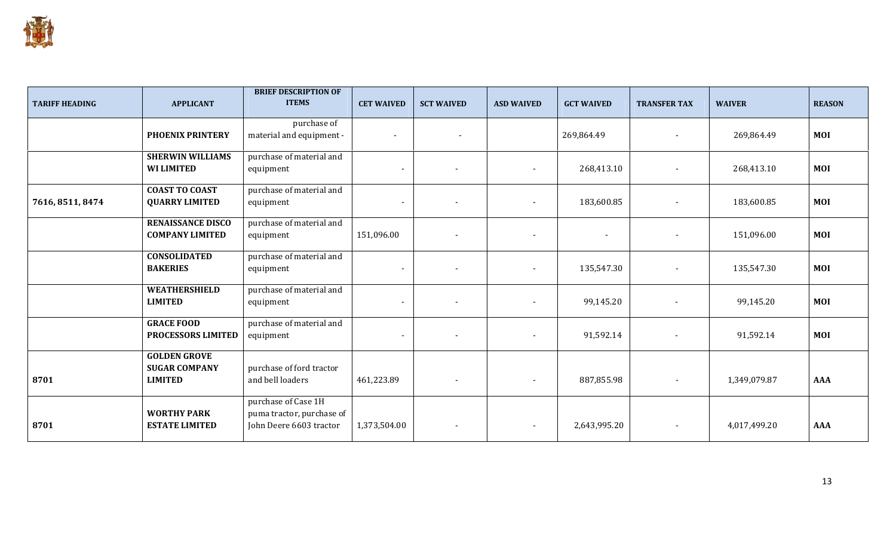| TARIFF HEADING | APPLICANT | BRIEF DESCRIPTION OF ITEMS | CET WAIVED | SCT WAIVED | ASD WAIVED | GCT WAIVED | TRANSFER TAX | WAIVER | REASON |
|---|---|---|---|---|---|---|---|---|---|
| | **PHOENIX PRINTERY** | purchase of material and equipment - | - | - | | 269,864.49 | - | 269,864.49 | **MOI** |
| | **SHERWIN WILLIAMS WI LIMITED** | purchase of material and equipment | - | - | - | 268,413.10 | - | 268,413.10 | **MOI** |
| **7616, 8511, 8474** | **COAST TO COAST QUARRY LIMITED** | purchase of material and equipment | - | - | - | 183,600.85 | - | 183,600.85 | **MOI** |
| | **RENAISSANCE DISCO COMPANY LIMITED** | purchase of material and equipment | 151,096.00 | - | - | - | - | 151,096.00 | **MOI** |
| | **CONSOLIDATED BAKERIES** | purchase of material and equipment | - | - | - | 135,547.30 | - | 135,547.30 | **MOI** |
| | **WEATHERSHIELD LIMITED** | purchase of material and equipment | - | - | - | 99,145.20 | - | 99,145.20 | **MOI** |
| | **GRACE FOOD PROCESSORS LIMITED** | purchase of material and equipment | - | - | - | 91,592.14 | - | 91,592.14 | **MOI** |
| **8701** | **GOLDEN GROVE SUGAR COMPANY LIMITED** | purchase of ford tractor and bell loaders | 461,223.89 | - | - | 887,855.98 | - | 1,349,079.87 | **AAA** |
| **8701** | **WORTHY PARK ESTATE LIMITED** | purchase of Case 1H puma tractor, purchase of John Deere 6603 tractor | 1,373,504.00 | - | - | 2,643,995.20 | - | 4,017,499.20 | **AAA** |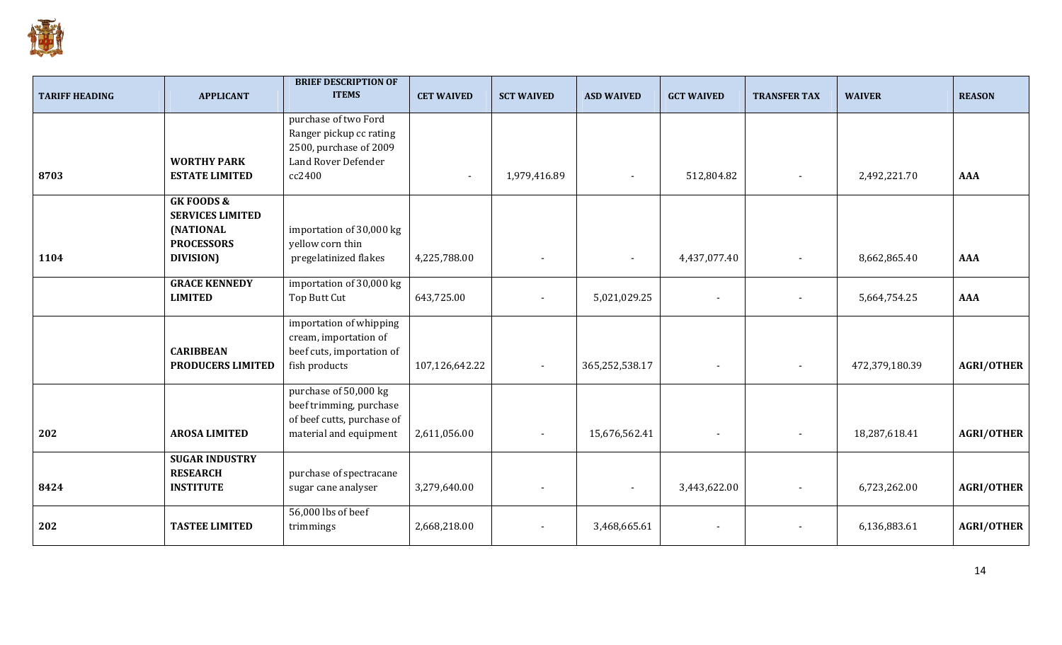| TARIFF HEADING | APPLICANT | BRIEF DESCRIPTION OF ITEMS | CET WAIVED | SCT WAIVED | ASD WAIVED | GCT WAIVED | TRANSFER TAX | WAIVER | REASON |
|---|---|---|---|---|---|---|---|---|---|
| 8703 | **WORTHY PARK ESTATE LIMITED** | purchase of two Ford Ranger pickup cc rating 2500, purchase of 2009 Land Rover Defender cc2400 | - | 1,979,416.89 | - | 512,804.82 | - | 2,492,221.70 | **AAA** |
| 1104 | **GK FOODS & SERVICES LIMITED (NATIONAL PROCESSORS DIVISION)** | importation of 30,000 kg yellow corn thin pregelatinized flakes | 4,225,788.00 | - | - | 4,437,077.40 | - | 8,662,865.40 | **AAA** |
| | **GRACE KENNEDY LIMITED** | importation of 30,000 kg Top Butt Cut | 643,725.00 | - | 5,021,029.25 | - | - | 5,664,754.25 | **AAA** |
| | **CARIBBEAN PRODUCERS LIMITED** | importation of whipping cream, importation of beef cuts, importation of fish products | 107,126,642.22 | - | 365,252,538.17 | - | - | 472,379,180.39 | **AGRI/OTHER** |
| 202 | **AROSA LIMITED** | purchase of 50,000 kg beef trimming, purchase of beef cutts, purchase of material and equipment | 2,611,056.00 | - | 15,676,562.41 | - | - | 18,287,618.41 | **AGRI/OTHER** |
| 8424 | **SUGAR INDUSTRY RESEARCH INSTITUTE** | purchase of spectracane sugar cane analyser | 3,279,640.00 | - | - | 3,443,622.00 | - | 6,723,262.00 | **AGRI/OTHER** |
| 202 | **TASTEE LIMITED** | 56,000 lbs of beef trimmings | 2,668,218.00 | - | 3,468,665.61 | - | - | 6,136,883.61 | **AGRI/OTHER** |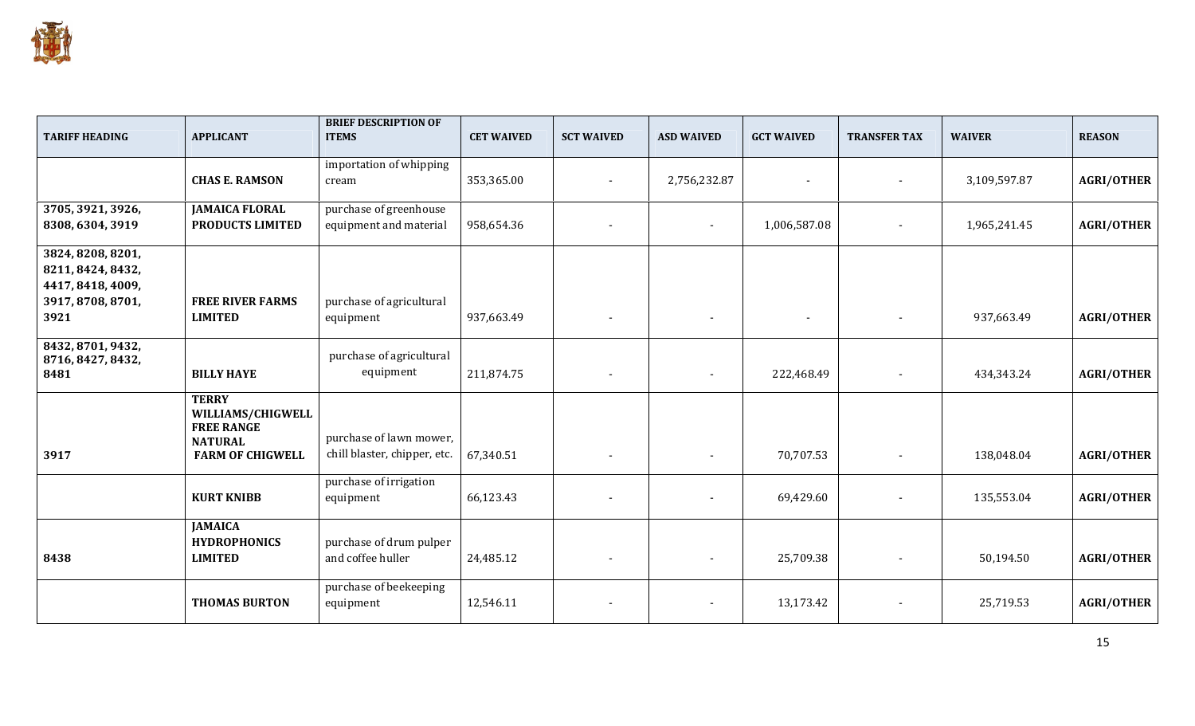| TARIFF HEADING | APPLICANT | BRIEF DESCRIPTION OF ITEMS | CET WAIVED | SCT WAIVED | ASD WAIVED | GCT WAIVED | TRANSFER TAX | WAIVER | REASON |
|---|---|---|---|---|---|---|---|---|---|
| | **CHAS E. RAMSON** | importation of whipping cream | 353,365.00 | - | 2,756,232.87 | - | - | 3,109,597.87 | **AGRI/OTHER** |
| **3705, 3921, 3926, 8308, 6304, 3919** | **JAMAICA FLORAL PRODUCTS LIMITED** | purchase of greenhouse equipment and material | 958,654.36 | - | - | 1,006,587.08 | - | 1,965,241.45 | **AGRI/OTHER** |
| **3824, 8208, 8201, 8211, 8424, 8432, 4417, 8418, 4009, 3917, 8708, 8701, 3921** | **FREE RIVER FARMS LIMITED** | purchase of agricultural equipment | 937,663.49 | - | - | - | - | 937,663.49 | **AGRI/OTHER** |
| **8432, 8701, 9432, 8716, 8427, 8432, 8481** | **BILLY HAYE** | purchase of agricultural equipment | 211,874.75 | - | - | 222,468.49 | - | 434,343.24 | **AGRI/OTHER** |
| **3917** | **TERRY WILLIAMS/CHIGWELL FREE RANGE NATURAL FARM OF CHIGWELL** | purchase of lawn mower, chill blaster, chipper, etc. | 67,340.51 | - | - | 70,707.53 | - | 138,048.04 | **AGRI/OTHER** |
| | **KURT KNIBB** | purchase of irrigation equipment | 66,123.43 | - | - | 69,429.60 | - | 135,553.04 | **AGRI/OTHER** |
| **8438** | **JAMAICA HYDROPHONICS LIMITED** | purchase of drum pulper and coffee huller | 24,485.12 | - | - | 25,709.38 | - | 50,194.50 | **AGRI/OTHER** |
| | **THOMAS BURTON** | purchase of beekeeping equipment | 12,546.11 | - | - | 13,173.42 | - | 25,719.53 | **AGRI/OTHER** |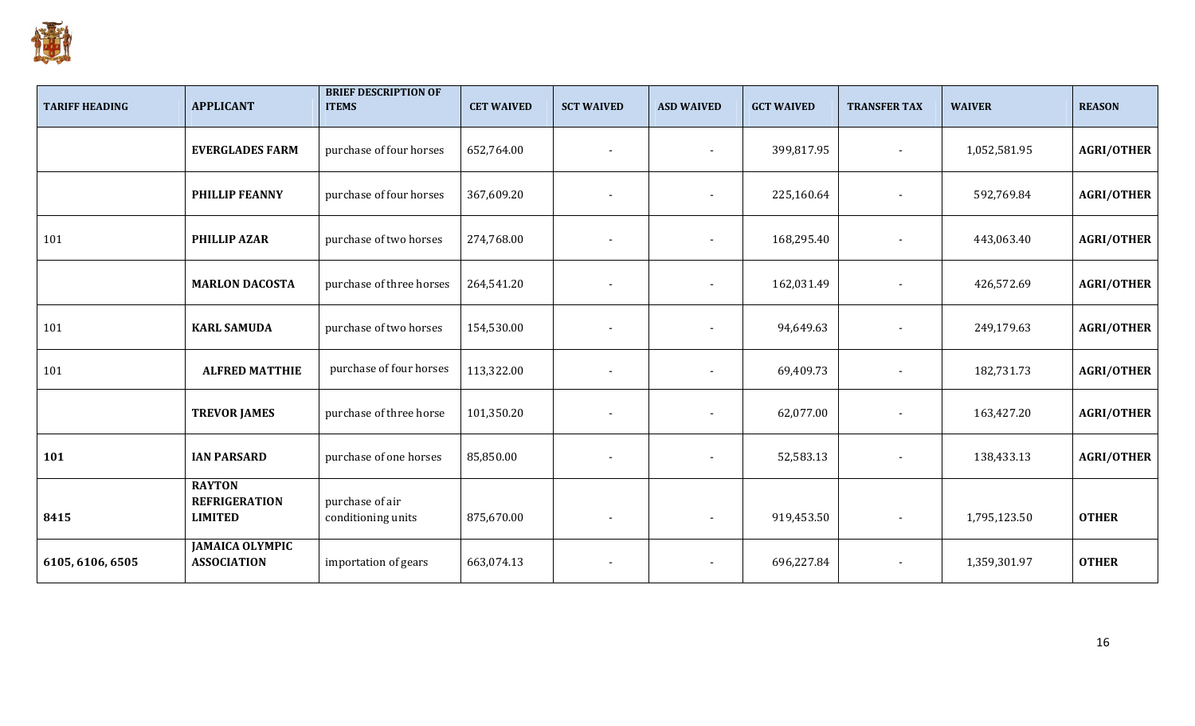| TARIFF HEADING | APPLICANT | BRIEF DESCRIPTION OF ITEMS | CET WAIVED | SCT WAIVED | ASD WAIVED | GCT WAIVED | TRANSFER TAX | WAIVER | REASON |
|---|---|---|---|---|---|---|---|---|---|
| | **EVERGLADES FARM** | purchase of four horses | 652,764.00 | - | - | 399,817.95 | - | 1,052,581.95 | **AGRI/OTHER** |
| | **PHILLIP FEANNY** | purchase of four horses | 367,609.20 | - | - | 225,160.64 | - | 592,769.84 | **AGRI/OTHER** |
| 101 | **PHILLIP AZAR** | purchase of two horses | 274,768.00 | - | - | 168,295.40 | - | 443,063.40 | **AGRI/OTHER** |
| | **MARLON DACOSTA** | purchase of three horses | 264,541.20 | - | - | 162,031.49 | - | 426,572.69 | **AGRI/OTHER** |
| 101 | **KARL SAMUDA** | purchase of two horses | 154,530.00 | - | - | 94,649.63 | - | 249,179.63 | **AGRI/OTHER** |
| 101 | **ALFRED MATTHIE** | purchase of four horses | 113,322.00 | - | - | 69,409.73 | - | 182,731.73 | **AGRI/OTHER** |
| | **TREVOR JAMES** | purchase of three horse | 101,350.20 | - | - | 62,077.00 | - | 163,427.20 | **AGRI/OTHER** |
| **101** | **IAN PARSARD** | purchase of one horses | 85,850.00 | - | - | 52,583.13 | - | 138,433.13 | **AGRI/OTHER** |
| **8415** | **RAYTON REFRIGERATION LIMITED** | purchase of air conditioning units | 875,670.00 | - | - | 919,453.50 | - | 1,795,123.50 | **OTHER** |
| **6105, 6106, 6505** | **JAMAICA OLYMPIC ASSOCIATION** | importation of gears | 663,074.13 | - | - | 696,227.84 | - | 1,359,301.97 | **OTHER** |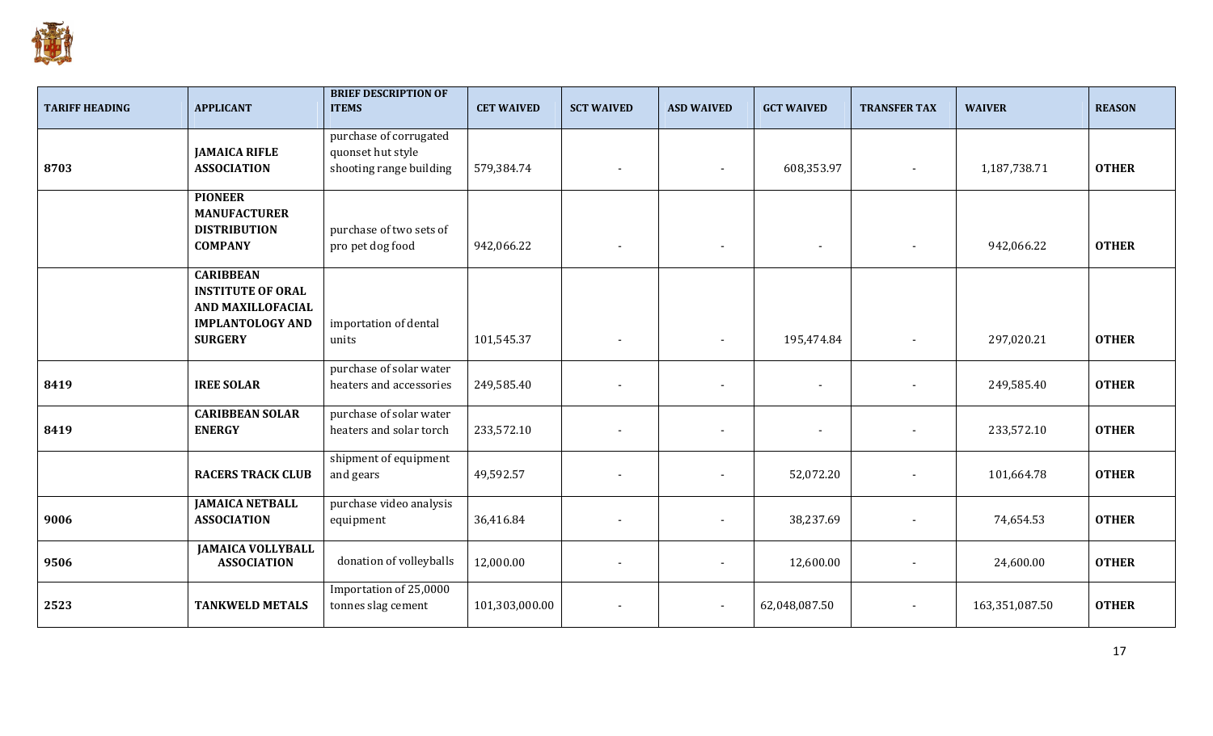| TARIFF HEADING | APPLICANT | BRIEF DESCRIPTION OF ITEMS | CET WAIVED | SCT WAIVED | ASD WAIVED | GCT WAIVED | TRANSFER TAX | WAIVER | REASON |
|---|---|---|---|---|---|---|---|---|---|
| 8703 | **JAMAICA RIFLE ASSOCIATION** | purchase of corrugated quonset hut style shooting range building | 579,384.74 | - | - | 608,353.97 | - | 1,187,738.71 | **OTHER** |
| | **PIONEER MANUFACTURER DISTRIBUTION COMPANY** | purchase of two sets of pro pet dog food | 942,066.22 | - | - | - | - | 942,066.22 | **OTHER** |
| | **CARIBBEAN INSTITUTE OF ORAL AND MAXILLOFACIAL IMPLANTOLOGY AND SURGERY** | importation of dental units | 101,545.37 | - | - | 195,474.84 | - | 297,020.21 | **OTHER** |
| 8419 | **IREE SOLAR** | purchase of solar water heaters and accessories | 249,585.40 | - | - | - | - | 249,585.40 | **OTHER** |
| 8419 | **CARIBBEAN SOLAR ENERGY** | purchase of solar water heaters and solar torch | 233,572.10 | - | - | - | - | 233,572.10 | **OTHER** |
| | **RACERS TRACK CLUB** | shipment of equipment and gears | 49,592.57 | - | - | 52,072.20 | - | 101,664.78 | **OTHER** |
| 9006 | **JAMAICA NETBALL ASSOCIATION** | purchase video analysis equipment | 36,416.84 | - | - | 38,237.69 | - | 74,654.53 | **OTHER** |
| 9506 | **JAMAICA VOLLYBALL ASSOCIATION** | donation of volleyballs | 12,000.00 | - | - | 12,600.00 | - | 24,600.00 | **OTHER** |
| 2523 | **TANKWELD METALS** | Importation of 25,0000 tonnes slag cement | 101,303,000.00 | - | - | 62,048,087.50 | - | 163,351,087.50 | **OTHER** |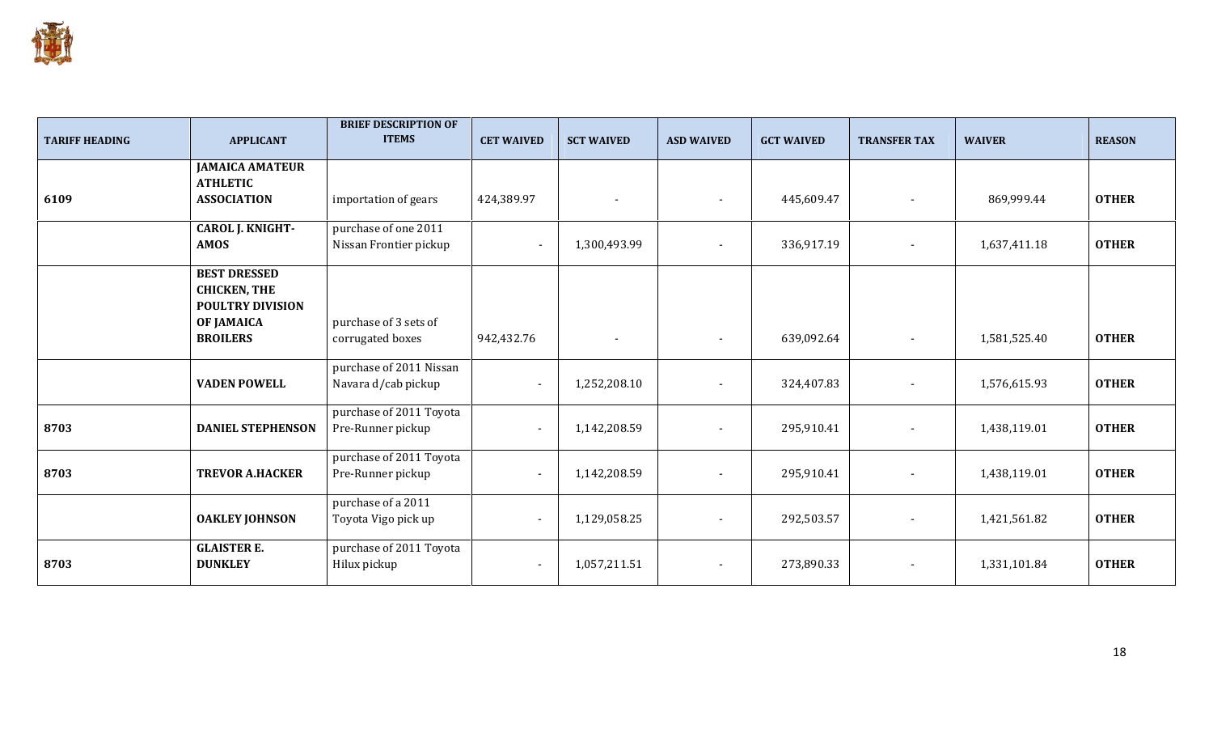| TARIFF HEADING | APPLICANT | BRIEF DESCRIPTION OF ITEMS | CET WAIVED | SCT WAIVED | ASD WAIVED | GCT WAIVED | TRANSFER TAX | WAIVER | REASON |
|---|---|---|---|---|---|---|---|---|---|
| 6109 | **JAMAICA AMATEUR ATHLETIC ASSOCIATION** | importation of gears | 424,389.97 | - | - | 445,609.47 | - | 869,999.44 | **OTHER** |
| | **CAROL J. KNIGHT-AMOS** | purchase of one 2011 Nissan Frontier pickup | - | 1,300,493.99 | - | 336,917.19 | - | 1,637,411.18 | **OTHER** |
| | **BEST DRESSED CHICKEN, THE POULTRY DIVISION OF JAMAICA BROILERS** | purchase of 3 sets of corrugated boxes | 942,432.76 | - | - | 639,092.64 | - | 1,581,525.40 | **OTHER** |
| | **VADEN POWELL** | purchase of 2011 Nissan Navara d/cab pickup | - | 1,252,208.10 | - | 324,407.83 | - | 1,576,615.93 | **OTHER** |
| 8703 | **DANIEL STEPHENSON** | purchase of 2011 Toyota Pre-Runner pickup | - | 1,142,208.59 | - | 295,910.41 | - | 1,438,119.01 | **OTHER** |
| 8703 | **TREVOR A.HACKER** | purchase of 2011 Toyota Pre-Runner pickup | - | 1,142,208.59 | - | 295,910.41 | - | 1,438,119.01 | **OTHER** |
| | **OAKLEY JOHNSON** | purchase of a 2011 Toyota Vigo pick up | - | 1,129,058.25 | - | 292,503.57 | - | 1,421,561.82 | **OTHER** |
| 8703 | **GLAISTER E. DUNKLEY** | purchase of 2011 Toyota Hilux pickup | - | 1,057,211.51 | - | 273,890.33 | - | 1,331,101.84 | **OTHER** |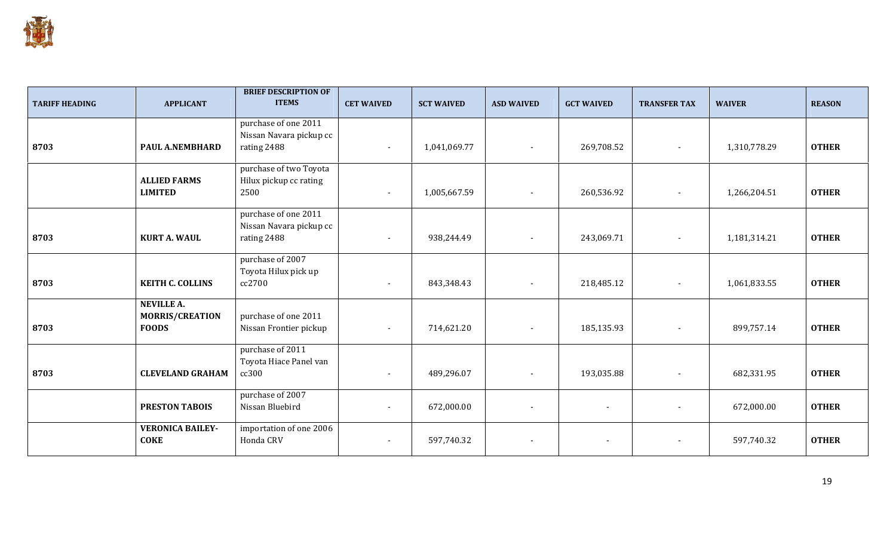| TARIFF HEADING | APPLICANT | BRIEF DESCRIPTION OF ITEMS | CET WAIVED | SCT WAIVED | ASD WAIVED | GCT WAIVED | TRANSFER TAX | WAIVER | REASON |
|---|---|---|---|---|---|---|---|---|---|
| 8703 | **PAUL A.NEMBHARD** | purchase of one 2011 Nissan Navara pickup cc rating 2488 | - | 1,041,069.77 | - | 269,708.52 | - | 1,310,778.29 | **OTHER** |
| | **ALLIED FARMS LIMITED** | purchase of two Toyota Hilux pickup cc rating 2500 | - | 1,005,667.59 | - | 260,536.92 | - | 1,266,204.51 | **OTHER** |
| 8703 | **KURT A. WAUL** | purchase of one 2011 Nissan Navara pickup cc rating 2488 | - | 938,244.49 | - | 243,069.71 | - | 1,181,314.21 | **OTHER** |
| 8703 | **KEITH C. COLLINS** | purchase of 2007 Toyota Hilux pick up cc2700 | - | 843,348.43 | - | 218,485.12 | - | 1,061,833.55 | **OTHER** |
| 8703 | **NEVILLE A. MORRIS/CREATION FOODS** | purchase of one 2011 Nissan Frontier pickup | - | 714,621.20 | - | 185,135.93 | - | 899,757.14 | **OTHER** |
| 8703 | **CLEVELAND GRAHAM** | purchase of 2011 Toyota Hiace Panel van cc300 | - | 489,296.07 | - | 193,035.88 | - | 682,331.95 | **OTHER** |
| | **PRESTON TABOIS** | purchase of 2007 Nissan Bluebird | - | 672,000.00 | - | - | - | 672,000.00 | **OTHER** |
| | **VERONICA BAILEY-COKE** | importation of one 2006 Honda CRV | - | 597,740.32 | - | - | - | 597,740.32 | **OTHER** |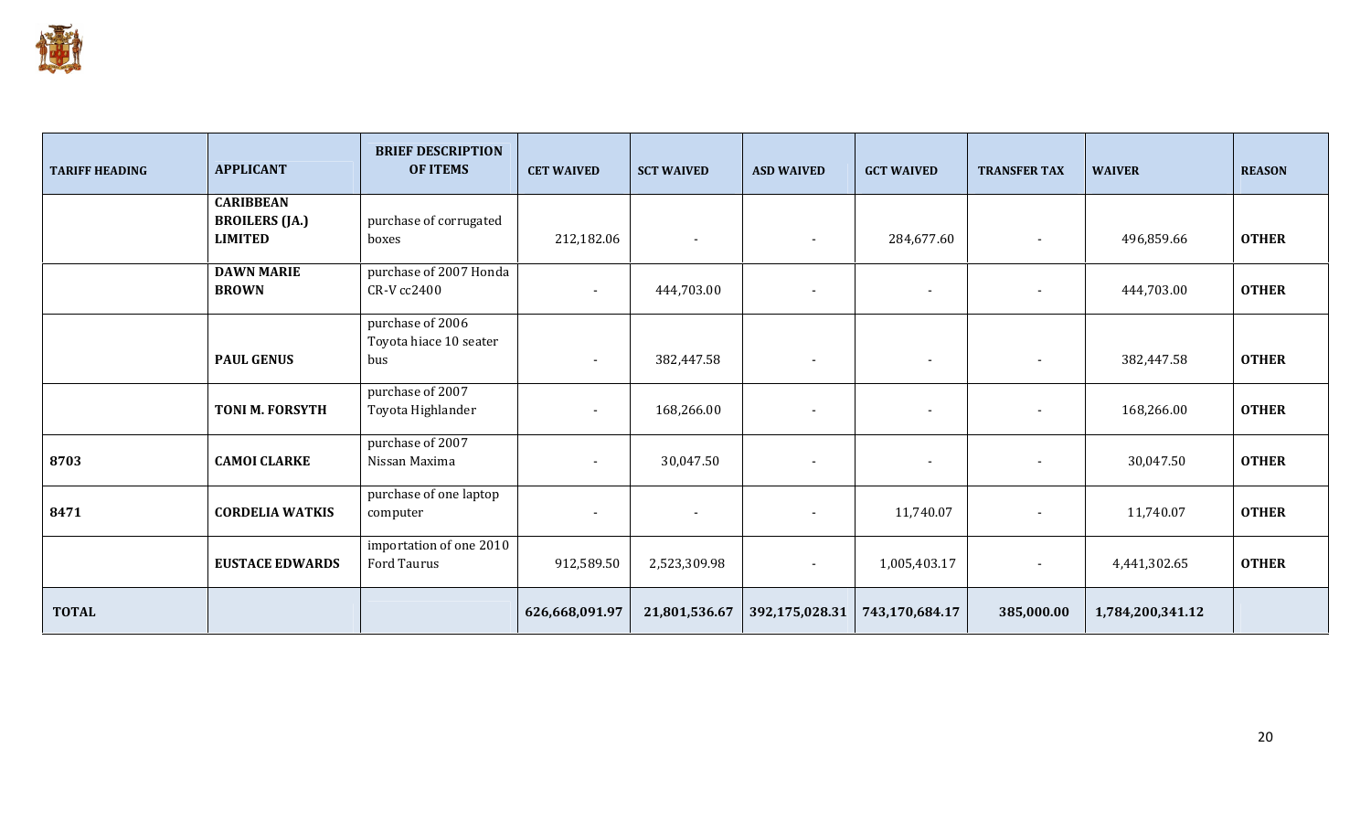| TARIFF HEADING | APPLICANT | BRIEF DESCRIPTION OF ITEMS | CET WAIVED | SCT WAIVED | ASD WAIVED | GCT WAIVED | TRANSFER TAX | WAIVER | REASON |
|---|---|---|---|---|---|---|---|---|---|
| | **CARIBBEAN BROILERS (JA.) LIMITED** | purchase of corrugated boxes | 212,182.06 | - | - | 284,677.60 | - | 496,859.66 | **OTHER** |
| | **DAWN MARIE BROWN** | purchase of 2007 Honda CR-V cc2400 | - | 444,703.00 | - | - | - | 444,703.00 | **OTHER** |
| | **PAUL GENUS** | purchase of 2006 Toyota hiace 10 seater bus | - | 382,447.58 | - | - | - | 382,447.58 | **OTHER** |
| | **TONI M. FORSYTH** | purchase of 2007 Toyota Highlander | - | 168,266.00 | - | - | - | 168,266.00 | **OTHER** |
| **8703** | **CAMOI CLARKE** | purchase of 2007 Nissan Maxima | - | 30,047.50 | - | - | - | 30,047.50 | **OTHER** |
| **8471** | **CORDELIA WATKIS** | purchase of one laptop computer | - | - | - | 11,740.07 | - | 11,740.07 | **OTHER** |
| | **EUSTACE EDWARDS** | importation of one 2010 Ford Taurus | 912,589.50 | 2,523,309.98 | - | 1,005,403.17 | - | 4,441,302.65 | **OTHER** |
| **TOTAL** | | | **626,668,091.97** | **21,801,536.67** | **392,175,028.31** | **743,170,684.17** | **385,000.00** | **1,784,200,341.12** | |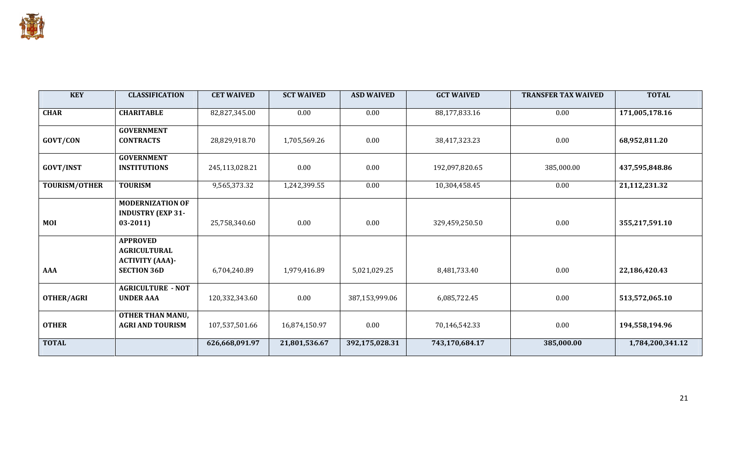| KEY | CLASSIFICATION | CET WAIVED | SCT WAIVED | ASD WAIVED | GCT WAIVED | TRANSFER TAX WAIVED | TOTAL |
|---|---|---|---|---|---|---|---|
| **CHAR** | **CHARITABLE** | 82,827,345.00 | 0.00 | 0.00 | 88,177,833.16 | 0.00 | **171,005,178.16** |
| **GOVT/CON** | **GOVERNMENT CONTRACTS** | 28,829,918.70 | 1,705,569.26 | 0.00 | 38,417,323.23 | 0.00 | **68,952,811.20** |
| **GOVT/INST** | **GOVERNMENT INSTITUTIONS** | 245,113,028.21 | 0.00 | 0.00 | 192,097,820.65 | 385,000.00 | **437,595,848.86** |
| **TOURISM/OTHER** | **TOURISM** | 9,565,373.32 | 1,242,399.55 | 0.00 | 10,304,458.45 | 0.00 | **21,112,231.32** |
| **MOI** | **MODERNIZATION OF INDUSTRY (EXP 31-03-2011)** | 25,758,340.60 | 0.00 | 0.00 | 329,459,250.50 | 0.00 | **355,217,591.10** |
| **AAA** | **APPROVED AGRICULTURAL ACTIVITY (AAA)-SECTION 36D** | 6,704,240.89 | 1,979,416.89 | 5,021,029.25 | 8,481,733.40 | 0.00 | **22,186,420.43** |
| **OTHER/AGRI** | **AGRICULTURE - NOT UNDER AAA** | 120,332,343.60 | 0.00 | 387,153,999.06 | 6,085,722.45 | 0.00 | **513,572,065.10** |
| **OTHER** | **OTHER THAN MANU, AGRI AND TOURISM** | 107,537,501.66 | 16,874,150.97 | 0.00 | 70,146,542.33 | 0.00 | **194,558,194.96** |
| **TOTAL** | | **626,668,091.97** | **21,801,536.67** | **392,175,028.31** | **743,170,684.17** | **385,000.00** | **1,784,200,341.12** |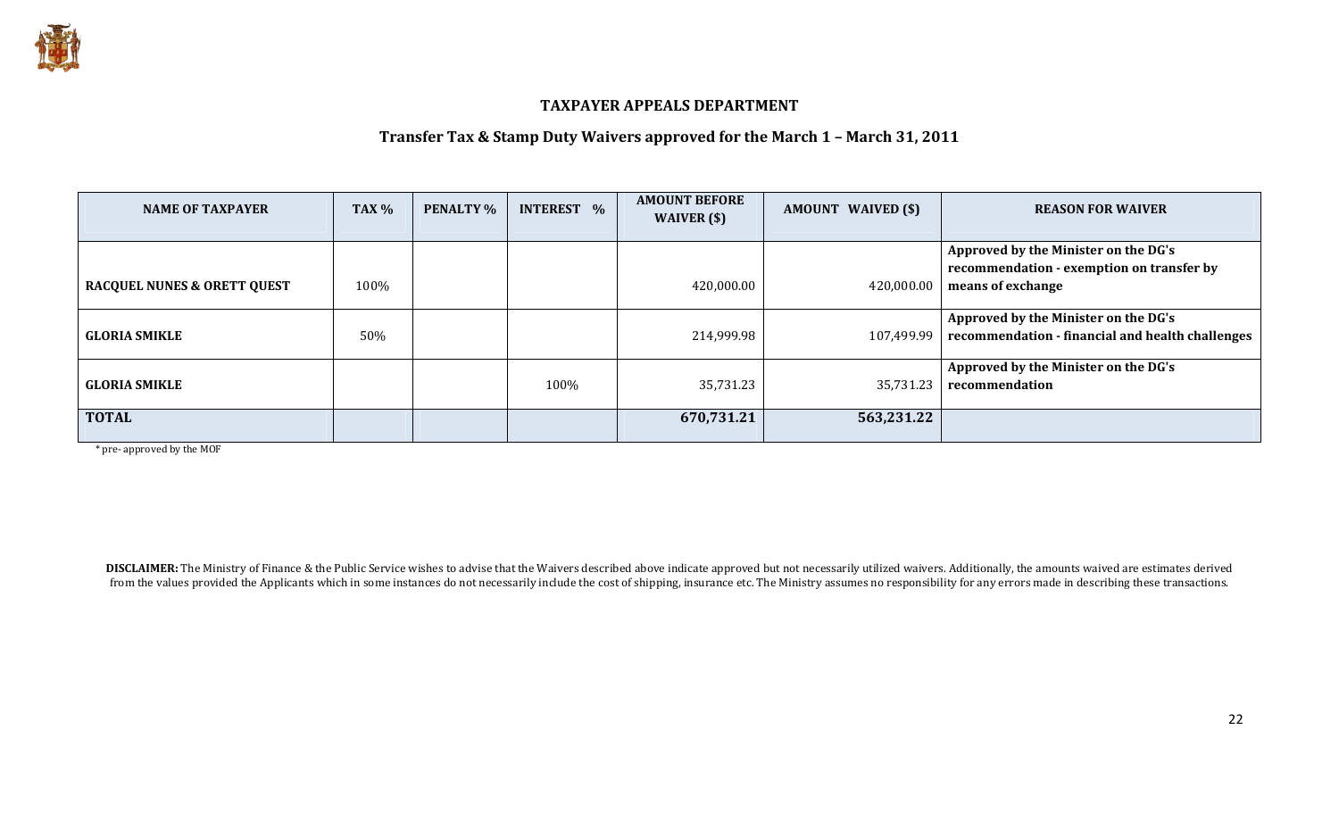## TAXPAYER APPEALS DEPARTMENT

### Transfer Tax & Stamp Duty Waivers approved for the March 1 – March 31, 2011

| NAME OF TAXPAYER | TAX % | PENALTY % | INTEREST % | AMOUNT BEFORE WAIVER ($) | AMOUNT WAIVED ($) | REASON FOR WAIVER |
|---|---|---|---|---|---|---|
| **RACQUEL NUNES & ORETT QUEST** | 100% | | | 420,000.00 | 420,000.00 | **Approved by the Minister on the DG's recommendation - exemption on transfer by means of exchange** |
| **GLORIA SMIKLE** | 50% | | | 214,999.98 | 107,499.99 | **Approved by the Minister on the DG's recommendation - financial and health challenges** |
| **GLORIA SMIKLE** | | | 100% | 35,731.23 | 35,731.23 | **Approved by the Minister on the DG's recommendation** |
| **TOTAL** | | | | **670,731.21** | **563,231.22** | |

* pre- approved by the MOF

**DISCLAIMER:** The Ministry of Finance & the Public Service wishes to advise that the Waivers described above indicate approved but not necessarily utilized waivers. Additionally, the amounts waived are estimates derived from the values provided the Applicants which in some instances do not necessarily include the cost of shipping, insurance etc. The Ministry assumes no responsibility for any errors made in describing these transactions.